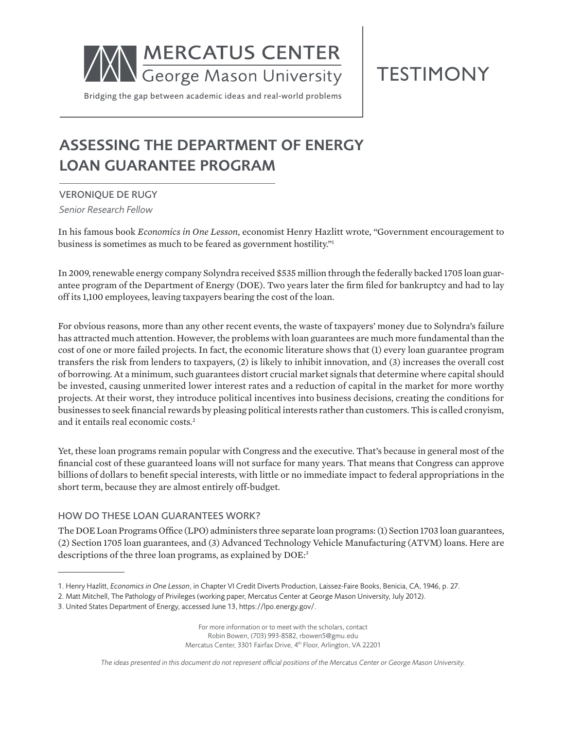MERCATUS CENTER
George Mason University

Bridging the gap between academic ideas and real-world problems

TESTIMONY

# ASSESSING THE DEPARTMENT OF ENERGY LOAN GUARANTEE PROGRAM

VERONIQUE DE RUGY

*Senior Research Fellow*

In his famous book *Economics in One Lesson*, economist Henry Hazlitt wrote, "Government encouragement to business is sometimes as much to be feared as government hostility."[1]

In 2009, renewable energy company Solyndra received $535 million through the federally backed 1705 loan guarantee program of the Department of Energy (DOE). Two years later the firm filed for bankruptcy and had to lay off its 1,100 employees, leaving taxpayers bearing the cost of the loan.

For obvious reasons, more than any other recent events, the waste of taxpayers' money due to Solyndra's failure has attracted much attention. However, the problems with loan guarantees are much more fundamental than the cost of one or more failed projects. In fact, the economic literature shows that (1) every loan guarantee program transfers the risk from lenders to taxpayers, (2) is likely to inhibit innovation, and (3) increases the overall cost of borrowing. At a minimum, such guarantees distort crucial market signals that determine where capital should be invested, causing unmerited lower interest rates and a reduction of capital in the market for more worthy projects. At their worst, they introduce political incentives into business decisions, creating the conditions for businesses to seek financial rewards by pleasing political interests rather than customers. This is called cronyism, and it entails real economic costs.[2]

Yet, these loan programs remain popular with Congress and the executive. That's because in general most of the financial cost of these guaranteed loans will not surface for many years. That means that Congress can approve billions of dollars to benefit special interests, with little or no immediate impact to federal appropriations in the short term, because they are almost entirely off-budget.

## HOW DO THESE LOAN GUARANTEES WORK?

The DOE Loan Programs Office (LPO) administers three separate loan programs: (1) Section 1703 loan guarantees, (2) Section 1705 loan guarantees, and (3) Advanced Technology Vehicle Manufacturing (ATVM) loans. Here are descriptions of the three loan programs, as explained by DOE:[3]

---

1. Henry Hazlitt, *Economics in One Lesson*, in Chapter VI Credit Diverts Production, Laissez-Faire Books, Benicia, CA, 1946, p. 27.
2. Matt Mitchell, The Pathology of Privileges (working paper, Mercatus Center at George Mason University, July 2012).
3. United States Department of Energy, accessed June 13, https://lpo.energy.gov/.

For more information or to meet with the scholars, contact
Robin Bowen, (703) 993-8582, rbowen5@gmu.edu
Mercatus Center, 3301 Fairfax Drive, 4th Floor, Arlington, VA 22201

*The ideas presented in this document do not represent official positions of the Mercatus Center or George Mason University.*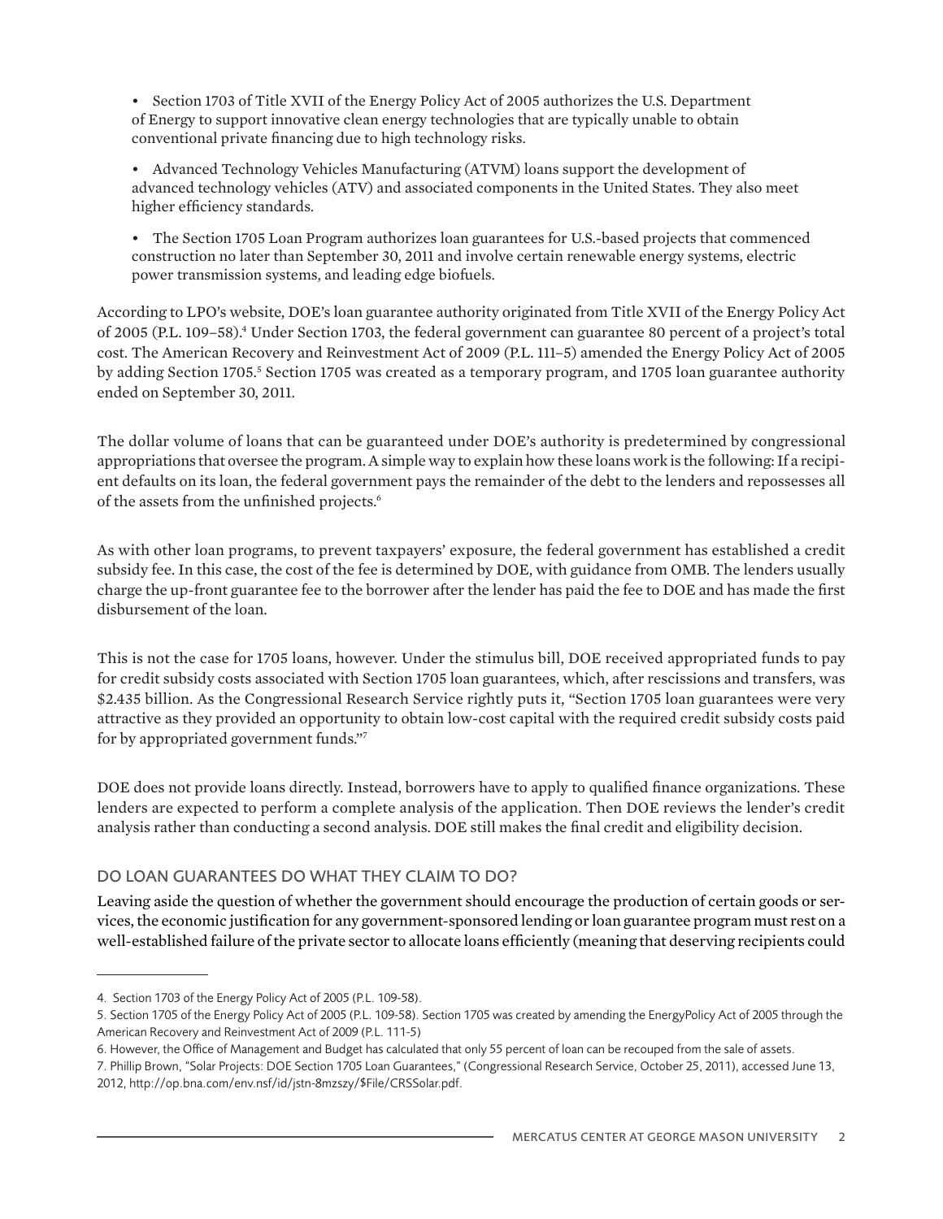- Section 1703 of Title XVII of the Energy Policy Act of 2005 authorizes the U.S. Department of Energy to support innovative clean energy technologies that are typically unable to obtain conventional private financing due to high technology risks.
- Advanced Technology Vehicles Manufacturing (ATVM) loans support the development of advanced technology vehicles (ATV) and associated components in the United States. They also meet higher efficiency standards.
- The Section 1705 Loan Program authorizes loan guarantees for U.S.-based projects that commenced construction no later than September 30, 2011 and involve certain renewable energy systems, electric power transmission systems, and leading edge biofuels.

According to LPO's website, DOE's loan guarantee authority originated from Title XVII of the Energy Policy Act of 2005 (P.L. 109–58).[4] Under Section 1703, the federal government can guarantee 80 percent of a project's total cost. The American Recovery and Reinvestment Act of 2009 (P.L. 111–5) amended the Energy Policy Act of 2005 by adding Section 1705.[5] Section 1705 was created as a temporary program, and 1705 loan guarantee authority ended on September 30, 2011.

The dollar volume of loans that can be guaranteed under DOE's authority is predetermined by congressional appropriations that oversee the program. A simple way to explain how these loans work is the following: If a recipient defaults on its loan, the federal government pays the remainder of the debt to the lenders and repossesses all of the assets from the unfinished projects.[6]

As with other loan programs, to prevent taxpayers' exposure, the federal government has established a credit subsidy fee. In this case, the cost of the fee is determined by DOE, with guidance from OMB. The lenders usually charge the up-front guarantee fee to the borrower after the lender has paid the fee to DOE and has made the first disbursement of the loan.

This is not the case for 1705 loans, however. Under the stimulus bill, DOE received appropriated funds to pay for credit subsidy costs associated with Section 1705 loan guarantees, which, after rescissions and transfers, was $2.435 billion. As the Congressional Research Service rightly puts it, "Section 1705 loan guarantees were very attractive as they provided an opportunity to obtain low-cost capital with the required credit subsidy costs paid for by appropriated government funds."[7]

DOE does not provide loans directly. Instead, borrowers have to apply to qualified finance organizations. These lenders are expected to perform a complete analysis of the application. Then DOE reviews the lender's credit analysis rather than conducting a second analysis. DOE still makes the final credit and eligibility decision.

## DO LOAN GUARANTEES DO WHAT THEY CLAIM TO DO?

Leaving aside the question of whether the government should encourage the production of certain goods or services, the economic justification for any government-sponsored lending or loan guarantee program must rest on a well-established failure of the private sector to allocate loans efficiently (meaning that deserving recipients could

---

4. Section 1703 of the Energy Policy Act of 2005 (P.L. 109-58).
5. Section 1705 of the Energy Policy Act of 2005 (P.L. 109-58). Section 1705 was created by amending the EnergyPolicy Act of 2005 through the American Recovery and Reinvestment Act of 2009 (P.L. 111-5)
6. However, the Office of Management and Budget has calculated that only 55 percent of loan can be recouped from the sale of assets.
7. Phillip Brown, "Solar Projects: DOE Section 1705 Loan Guarantees," (Congressional Research Service, October 25, 2011), accessed June 13, 2012, http://op.bna.com/env.nsf/id/jstn-8mzszy/$File/CRSSolar.pdf.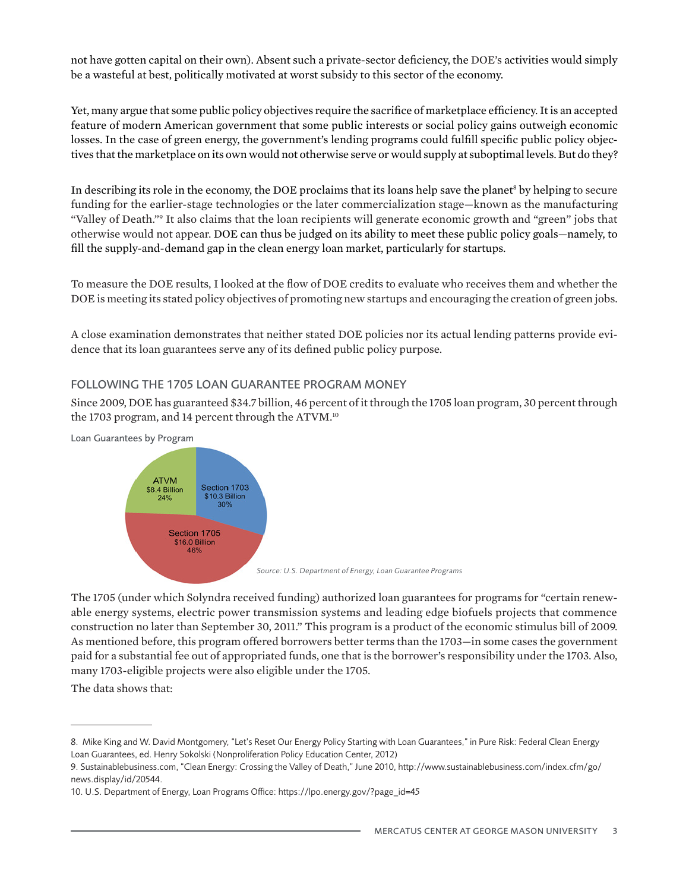not have gotten capital on their own). Absent such a private-sector deficiency, the DOE's activities would simply be a wasteful at best, politically motivated at worst subsidy to this sector of the economy.

Yet, many argue that some public policy objectives require the sacrifice of marketplace efficiency. It is an accepted feature of modern American government that some public interests or social policy gains outweigh economic losses. In the case of green energy, the government's lending programs could fulfill specific public policy objectives that the marketplace on its own would not otherwise serve or would supply at suboptimal levels. But do they?

In describing its role in the economy, the DOE proclaims that its loans help save the planet[8] by helping to secure funding for the earlier-stage technologies or the later commercialization stage—known as the manufacturing "Valley of Death."[9] It also claims that the loan recipients will generate economic growth and "green" jobs that otherwise would not appear. DOE can thus be judged on its ability to meet these public policy goals—namely, to fill the supply-and-demand gap in the clean energy loan market, particularly for startups.

To measure the DOE results, I looked at the flow of DOE credits to evaluate who receives them and whether the DOE is meeting its stated policy objectives of promoting new startups and encouraging the creation of green jobs.

A close examination demonstrates that neither stated DOE policies nor its actual lending patterns provide evidence that its loan guarantees serve any of its defined public policy purpose.

## FOLLOWING THE 1705 LOAN GUARANTEE PROGRAM MONEY

Since 2009, DOE has guaranteed $34.7 billion, 46 percent of it through the 1705 loan program, 30 percent through the 1703 program, and 14 percent through the ATVM.[10]

Loan Guarantees by Program

| Program | Amount | Share |
|---|---|---|
| Section 1705 | $16.0 Billion | 46% |
| Section 1703 | $10.3 Billion | 30% |
| ATVM | $8.4 Billion | 24% |

*Source: U.S. Department of Energy, Loan Guarantee Programs*

The 1705 (under which Solyndra received funding) authorized loan guarantees for programs for "certain renewable energy systems, electric power transmission systems and leading edge biofuels projects that commence construction no later than September 30, 2011." This program is a product of the economic stimulus bill of 2009. As mentioned before, this program offered borrowers better terms than the 1703—in some cases the government paid for a substantial fee out of appropriated funds, one that is the borrower's responsibility under the 1703. Also, many 1703-eligible projects were also eligible under the 1705.

The data shows that:

---

8. Mike King and W. David Montgomery, "Let's Reset Our Energy Policy Starting with Loan Guarantees," in Pure Risk: Federal Clean Energy Loan Guarantees, ed. Henry Sokolski (Nonproliferation Policy Education Center, 2012)

9. Sustainablebusiness.com, "Clean Energy: Crossing the Valley of Death," June 2010, http://www.sustainablebusiness.com/index.cfm/go/news.display/id/20544.

10. U.S. Department of Energy, Loan Programs Office: https://lpo.energy.gov/?page_id=45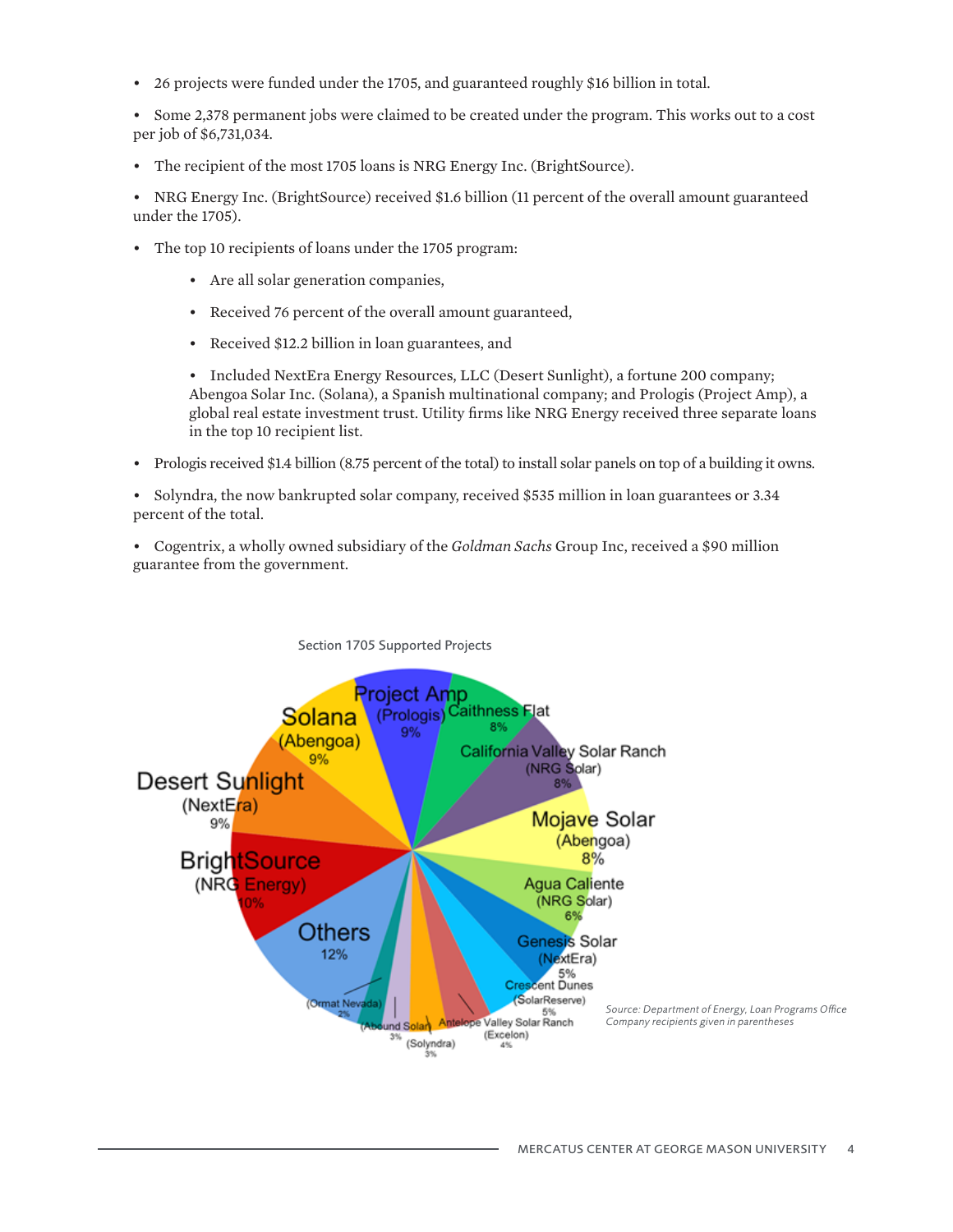- 26 projects were funded under the 1705, and guaranteed roughly $16 billion in total.
- Some 2,378 permanent jobs were claimed to be created under the program. This works out to a cost per job of $6,731,034.
- The recipient of the most 1705 loans is NRG Energy Inc. (BrightSource).
- NRG Energy Inc. (BrightSource) received $1.6 billion (11 percent of the overall amount guaranteed under the 1705).
- The top 10 recipients of loans under the 1705 program:
  - Are all solar generation companies,
  - Received 76 percent of the overall amount guaranteed,
  - Received $12.2 billion in loan guarantees, and
  - Included NextEra Energy Resources, LLC (Desert Sunlight), a fortune 200 company; Abengoa Solar Inc. (Solana), a Spanish multinational company; and Prologis (Project Amp), a global real estate investment trust. Utility firms like NRG Energy received three separate loans in the top 10 recipient list.
- Prologis received $1.4 billion (8.75 percent of the total) to install solar panels on top of a building it owns.
- Solyndra, the now bankrupted solar company, received $535 million in loan guarantees or 3.34 percent of the total.
- Cogentrix, a wholly owned subsidiary of the *Goldman Sachs* Group Inc, received a $90 million guarantee from the government.

Section 1705 Supported Projects

| Project (Company) | Share |
|---|---|
| Project Amp (Prologis) | 9% |
| Caithness Flat | 8% |
| California Valley Solar Ranch (NRG Solar) | 8% |
| Mojave Solar (Abengoa) | 8% |
| Agua Caliente (NRG Solar) | 6% |
| Genesis Solar (NextEra) | 5% |
| Crescent Dunes (SolarReserve) | 5% |
| Antelope Valley Solar Ranch (Excelon) | 4% |
| (Solyndra) | 3% |
| (Abound Solar) | 3% |
| (Ormat Nevada) | 2% |
| Others | 12% |
| BrightSource (NRG Energy) | 10% |
| Desert Sunlight (NextEra) | 9% |
| Solana (Abengoa) | 9% |

*Source: Department of Energy, Loan Programs Office*
*Company recipients given in parentheses*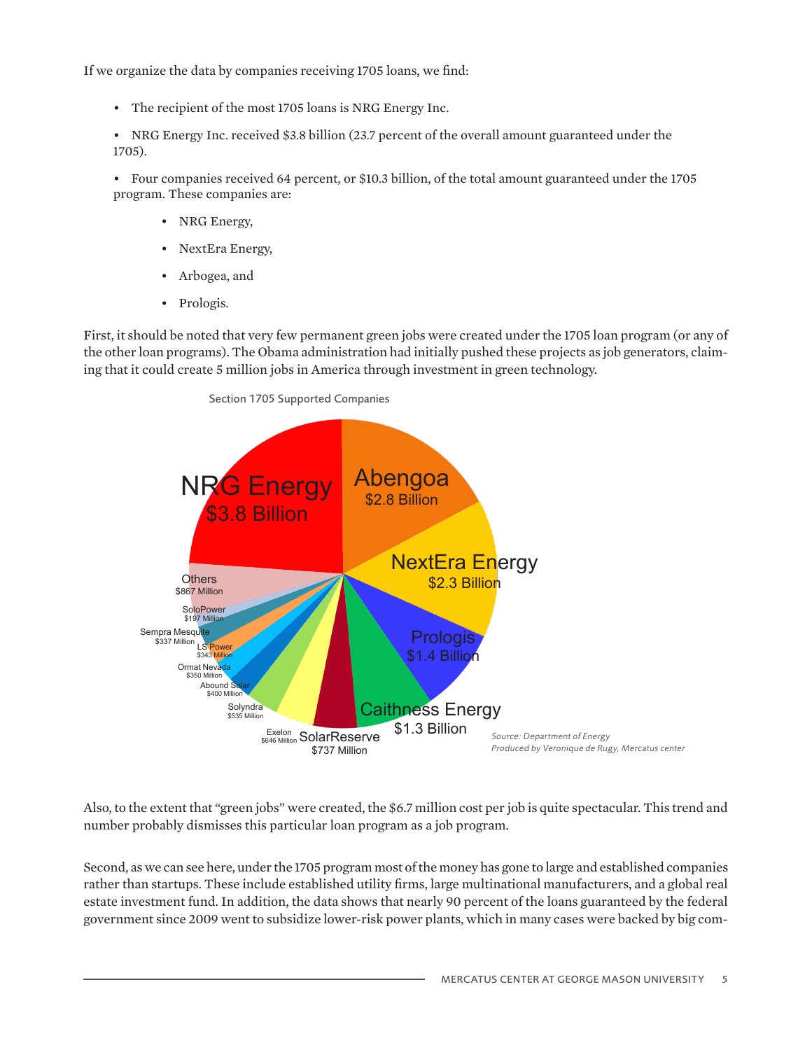If we organize the data by companies receiving 1705 loans, we find:

- The recipient of the most 1705 loans is NRG Energy Inc.
- NRG Energy Inc. received $3.8 billion (23.7 percent of the overall amount guaranteed under the 1705).
- Four companies received 64 percent, or $10.3 billion, of the total amount guaranteed under the 1705 program. These companies are:
  - NRG Energy,
  - NextEra Energy,
  - Arbogea, and
  - Prologis.

First, it should be noted that very few permanent green jobs were created under the 1705 loan program (or any of the other loan programs). The Obama administration had initially pushed these projects as job generators, claiming that it could create 5 million jobs in America through investment in green technology.

Section 1705 Supported Companies

| Company | Amount |
| --- | --- |
| NRG Energy | $3.8 Billion |
| Abengoa | $2.8 Billion |
| NextEra Energy | $2.3 Billion |
| Prologis | $1.4 Billion |
| Caithness Energy | $1.3 Billion |
| SolarReserve | $737 Million |
| Exelon | $646 Million |
| Solyndra | $535 Million |
| Abound Solar | $400 Million |
| Ormat Nevada | $350 Million |
| LS Power | $343 Million |
| Sempra Mesquite | $337 Million |
| SoloPower | $197 Million |
| Others | $867 Million |

*Source: Department of Energy*
*Produced by Veronique de Rugy, Mercatus center*

Also, to the extent that "green jobs" were created, the $6.7 million cost per job is quite spectacular. This trend and number probably dismisses this particular loan program as a job program.

Second, as we can see here, under the 1705 program most of the money has gone to large and established companies rather than startups. These include established utility firms, large multinational manufacturers, and a global real estate investment fund. In addition, the data shows that nearly 90 percent of the loans guaranteed by the federal government since 2009 went to subsidize lower-risk power plants, which in many cases were backed by big com-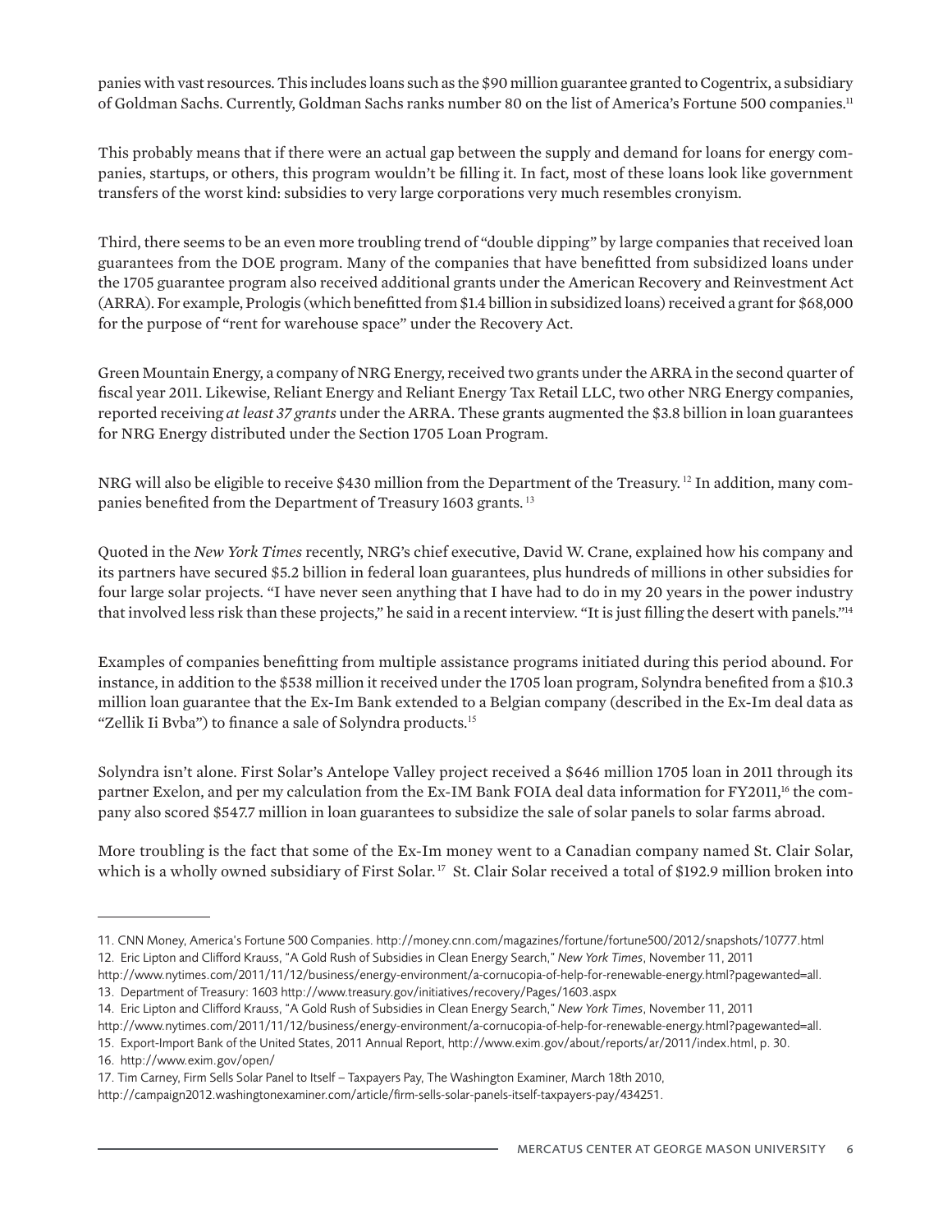panies with vast resources. This includes loans such as the $90 million guarantee granted to Cogentrix, a subsidiary of Goldman Sachs. Currently, Goldman Sachs ranks number 80 on the list of America's Fortune 500 companies.[11]

This probably means that if there were an actual gap between the supply and demand for loans for energy companies, startups, or others, this program wouldn't be filling it. In fact, most of these loans look like government transfers of the worst kind: subsidies to very large corporations very much resembles cronyism.

Third, there seems to be an even more troubling trend of "double dipping" by large companies that received loan guarantees from the DOE program. Many of the companies that have benefitted from subsidized loans under the 1705 guarantee program also received additional grants under the American Recovery and Reinvestment Act (ARRA). For example, Prologis (which benefitted from $1.4 billion in subsidized loans) received a grant for $68,000 for the purpose of "rent for warehouse space" under the Recovery Act.

Green Mountain Energy, a company of NRG Energy, received two grants under the ARRA in the second quarter of fiscal year 2011. Likewise, Reliant Energy and Reliant Energy Tax Retail LLC, two other NRG Energy companies, reported receiving *at least 37 grants* under the ARRA. These grants augmented the $3.8 billion in loan guarantees for NRG Energy distributed under the Section 1705 Loan Program.

NRG will also be eligible to receive $430 million from the Department of the Treasury.[12] In addition, many companies benefited from the Department of Treasury 1603 grants.[13]

Quoted in the *New York Times* recently, NRG's chief executive, David W. Crane, explained how his company and its partners have secured $5.2 billion in federal loan guarantees, plus hundreds of millions in other subsidies for four large solar projects. "I have never seen anything that I have had to do in my 20 years in the power industry that involved less risk than these projects," he said in a recent interview. "It is just filling the desert with panels."[14]

Examples of companies benefitting from multiple assistance programs initiated during this period abound. For instance, in addition to the $538 million it received under the 1705 loan program, Solyndra benefited from a $10.3 million loan guarantee that the Ex-Im Bank extended to a Belgian company (described in the Ex-Im deal data as "Zellik Ii Bvba") to finance a sale of Solyndra products.[15]

Solyndra isn't alone. First Solar's Antelope Valley project received a $646 million 1705 loan in 2011 through its partner Exelon, and per my calculation from the Ex-IM Bank FOIA deal data information for FY2011,[16] the company also scored $547.7 million in loan guarantees to subsidize the sale of solar panels to solar farms abroad.

More troubling is the fact that some of the Ex-Im money went to a Canadian company named St. Clair Solar, which is a wholly owned subsidiary of First Solar.[17] St. Clair Solar received a total of $192.9 million broken into

---

11. CNN Money, America's Fortune 500 Companies. http://money.cnn.com/magazines/fortune/fortune500/2012/snapshots/10777.html
12. Eric Lipton and Clifford Krauss, "A Gold Rush of Subsidies in Clean Energy Search," *New York Times*, November 11, 2011 http://www.nytimes.com/2011/11/12/business/energy-environment/a-cornucopia-of-help-for-renewable-energy.html?pagewanted=all.
13. Department of Treasury: 1603 http://www.treasury.gov/initiatives/recovery/Pages/1603.aspx
14. Eric Lipton and Clifford Krauss, "A Gold Rush of Subsidies in Clean Energy Search," *New York Times*, November 11, 2011 http://www.nytimes.com/2011/11/12/business/energy-environment/a-cornucopia-of-help-for-renewable-energy.html?pagewanted=all.
15. Export-Import Bank of the United States, 2011 Annual Report, http://www.exim.gov/about/reports/ar/2011/index.html, p. 30.
16. http://www.exim.gov/open/
17. Tim Carney, Firm Sells Solar Panel to Itself – Taxpayers Pay, The Washington Examiner, March 18th 2010, http://campaign2012.washingtonexaminer.com/article/firm-sells-solar-panels-itself-taxpayers-pay/434251.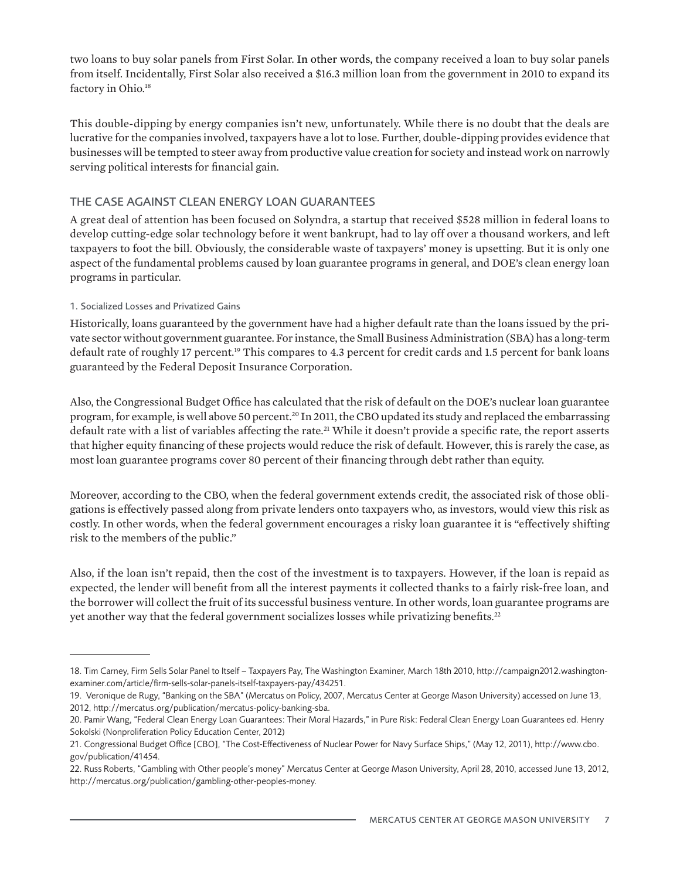two loans to buy solar panels from First Solar. In other words, the company received a loan to buy solar panels from itself. Incidentally, First Solar also received a $16.3 million loan from the government in 2010 to expand its factory in Ohio.[18]

This double-dipping by energy companies isn't new, unfortunately. While there is no doubt that the deals are lucrative for the companies involved, taxpayers have a lot to lose. Further, double-dipping provides evidence that businesses will be tempted to steer away from productive value creation for society and instead work on narrowly serving political interests for financial gain.

## THE CASE AGAINST CLEAN ENERGY LOAN GUARANTEES

A great deal of attention has been focused on Solyndra, a startup that received $528 million in federal loans to develop cutting-edge solar technology before it went bankrupt, had to lay off over a thousand workers, and left taxpayers to foot the bill. Obviously, the considerable waste of taxpayers' money is upsetting. But it is only one aspect of the fundamental problems caused by loan guarantee programs in general, and DOE's clean energy loan programs in particular.

### 1. Socialized Losses and Privatized Gains

Historically, loans guaranteed by the government have had a higher default rate than the loans issued by the private sector without government guarantee. For instance, the Small Business Administration (SBA) has a long-term default rate of roughly 17 percent.[19] This compares to 4.3 percent for credit cards and 1.5 percent for bank loans guaranteed by the Federal Deposit Insurance Corporation.

Also, the Congressional Budget Office has calculated that the risk of default on the DOE's nuclear loan guarantee program, for example, is well above 50 percent.[20] In 2011, the CBO updated its study and replaced the embarrassing default rate with a list of variables affecting the rate.[21] While it doesn't provide a specific rate, the report asserts that higher equity financing of these projects would reduce the risk of default. However, this is rarely the case, as most loan guarantee programs cover 80 percent of their financing through debt rather than equity.

Moreover, according to the CBO, when the federal government extends credit, the associated risk of those obligations is effectively passed along from private lenders onto taxpayers who, as investors, would view this risk as costly. In other words, when the federal government encourages a risky loan guarantee it is "effectively shifting risk to the members of the public."

Also, if the loan isn't repaid, then the cost of the investment is to taxpayers. However, if the loan is repaid as expected, the lender will benefit from all the interest payments it collected thanks to a fairly risk-free loan, and the borrower will collect the fruit of its successful business venture. In other words, loan guarantee programs are yet another way that the federal government socializes losses while privatizing benefits.[22]

---

18. Tim Carney, Firm Sells Solar Panel to Itself – Taxpayers Pay, The Washington Examiner, March 18th 2010, http://campaign2012.washington-examiner.com/article/firm-sells-solar-panels-itself-taxpayers-pay/434251.

19. Veronique de Rugy, "Banking on the SBA" (Mercatus on Policy, 2007, Mercatus Center at George Mason University) accessed on June 13, 2012, http://mercatus.org/publication/mercatus-policy-banking-sba.

20. Pamir Wang, "Federal Clean Energy Loan Guarantees: Their Moral Hazards," in Pure Risk: Federal Clean Energy Loan Guarantees ed. Henry Sokolski (Nonproliferation Policy Education Center, 2012)

21. Congressional Budget Office [CBO], "The Cost-Effectiveness of Nuclear Power for Navy Surface Ships," (May 12, 2011), http://www.cbo.gov/publication/41454.

22. Russ Roberts, "Gambling with Other people's money" Mercatus Center at George Mason University, April 28, 2010, accessed June 13, 2012, http://mercatus.org/publication/gambling-other-peoples-money.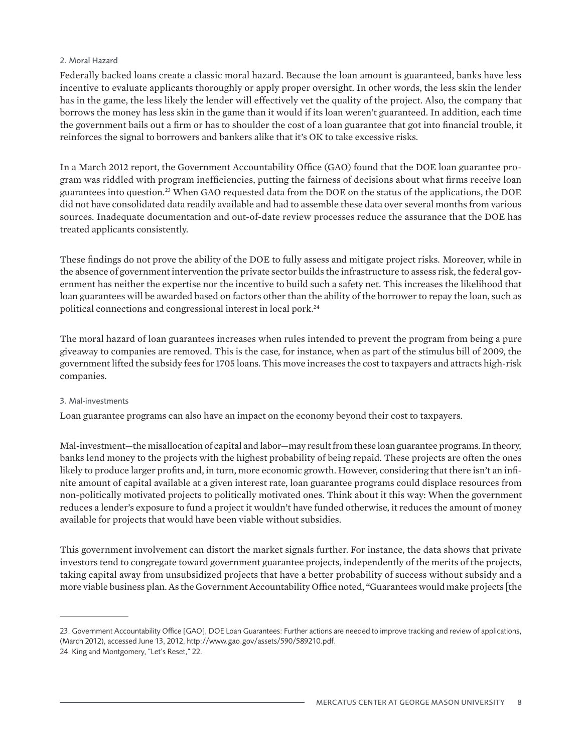### 2. Moral Hazard

Federally backed loans create a classic moral hazard. Because the loan amount is guaranteed, banks have less incentive to evaluate applicants thoroughly or apply proper oversight. In other words, the less skin the lender has in the game, the less likely the lender will effectively vet the quality of the project. Also, the company that borrows the money has less skin in the game than it would if its loan weren't guaranteed. In addition, each time the government bails out a firm or has to shoulder the cost of a loan guarantee that got into financial trouble, it reinforces the signal to borrowers and bankers alike that it's OK to take excessive risks.

In a March 2012 report, the Government Accountability Office (GAO) found that the DOE loan guarantee program was riddled with program inefficiencies, putting the fairness of decisions about what firms receive loan guarantees into question.[23] When GAO requested data from the DOE on the status of the applications, the DOE did not have consolidated data readily available and had to assemble these data over several months from various sources. Inadequate documentation and out-of-date review processes reduce the assurance that the DOE has treated applicants consistently.

These findings do not prove the ability of the DOE to fully assess and mitigate project risks. Moreover, while in the absence of government intervention the private sector builds the infrastructure to assess risk, the federal government has neither the expertise nor the incentive to build such a safety net. This increases the likelihood that loan guarantees will be awarded based on factors other than the ability of the borrower to repay the loan, such as political connections and congressional interest in local pork.[24]

The moral hazard of loan guarantees increases when rules intended to prevent the program from being a pure giveaway to companies are removed. This is the case, for instance, when as part of the stimulus bill of 2009, the government lifted the subsidy fees for 1705 loans. This move increases the cost to taxpayers and attracts high-risk companies.

### 3. Mal-investments

Loan guarantee programs can also have an impact on the economy beyond their cost to taxpayers.

Mal-investment—the misallocation of capital and labor—may result from these loan guarantee programs. In theory, banks lend money to the projects with the highest probability of being repaid. These projects are often the ones likely to produce larger profits and, in turn, more economic growth. However, considering that there isn't an infinite amount of capital available at a given interest rate, loan guarantee programs could displace resources from non-politically motivated projects to politically motivated ones. Think about it this way: When the government reduces a lender's exposure to fund a project it wouldn't have funded otherwise, it reduces the amount of money available for projects that would have been viable without subsidies.

This government involvement can distort the market signals further. For instance, the data shows that private investors tend to congregate toward government guarantee projects, independently of the merits of the projects, taking capital away from unsubsidized projects that have a better probability of success without subsidy and a more viable business plan. As the Government Accountability Office noted, "Guarantees would make projects [the

---

23. Government Accountability Office [GAO], DOE Loan Guarantees: Further actions are needed to improve tracking and review of applications, (March 2012), accessed June 13, 2012, http://www.gao.gov/assets/590/589210.pdf.

24. King and Montgomery, "Let's Reset," 22.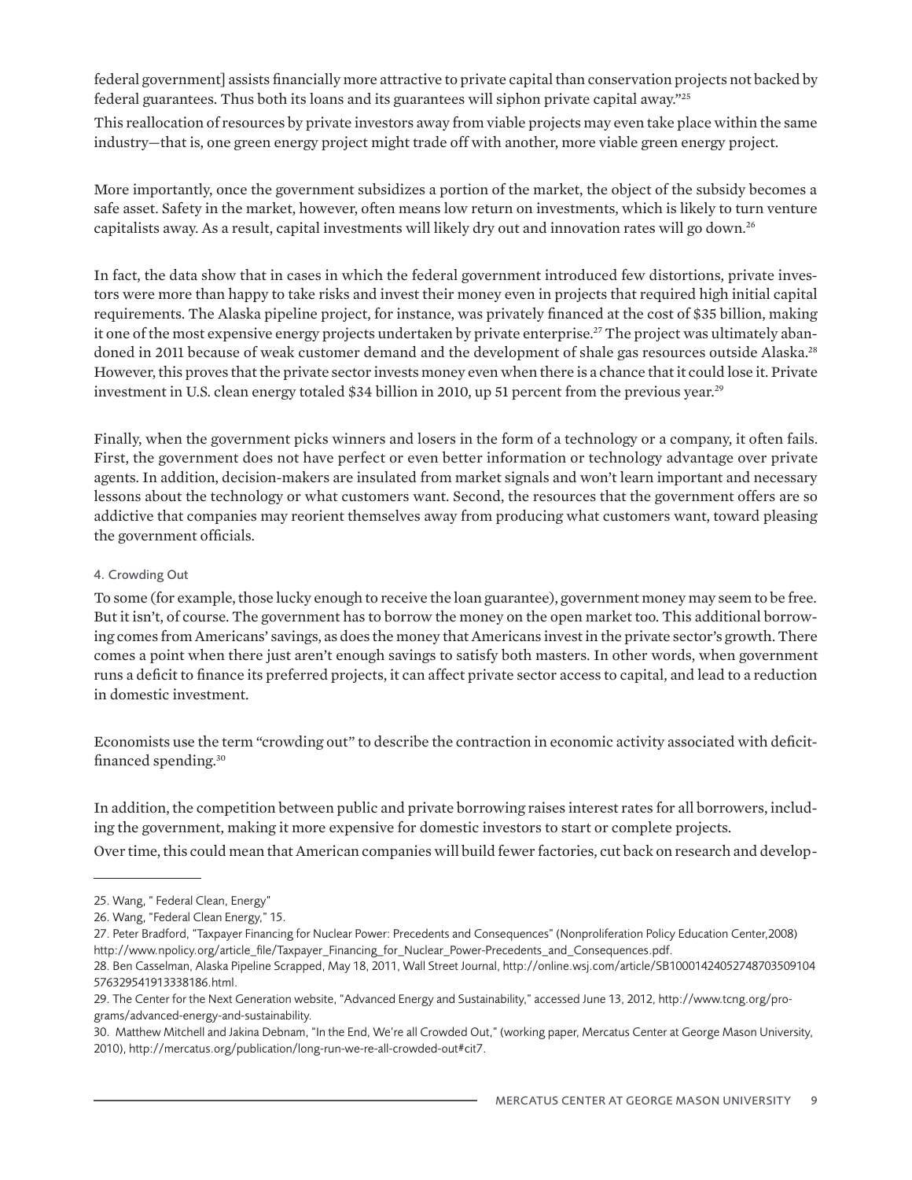federal government] assists financially more attractive to private capital than conservation projects not backed by federal guarantees. Thus both its loans and its guarantees will siphon private capital away."[25]

This reallocation of resources by private investors away from viable projects may even take place within the same industry—that is, one green energy project might trade off with another, more viable green energy project.

More importantly, once the government subsidizes a portion of the market, the object of the subsidy becomes a safe asset. Safety in the market, however, often means low return on investments, which is likely to turn venture capitalists away. As a result, capital investments will likely dry out and innovation rates will go down.[26]

In fact, the data show that in cases in which the federal government introduced few distortions, private investors were more than happy to take risks and invest their money even in projects that required high initial capital requirements. The Alaska pipeline project, for instance, was privately financed at the cost of $35 billion, making it one of the most expensive energy projects undertaken by private enterprise.[27] The project was ultimately abandoned in 2011 because of weak customer demand and the development of shale gas resources outside Alaska.[28] However, this proves that the private sector invests money even when there is a chance that it could lose it. Private investment in U.S. clean energy totaled $34 billion in 2010, up 51 percent from the previous year.[29]

Finally, when the government picks winners and losers in the form of a technology or a company, it often fails. First, the government does not have perfect or even better information or technology advantage over private agents. In addition, decision-makers are insulated from market signals and won't learn important and necessary lessons about the technology or what customers want. Second, the resources that the government offers are so addictive that companies may reorient themselves away from producing what customers want, toward pleasing the government officials.

#### 4. Crowding Out

To some (for example, those lucky enough to receive the loan guarantee), government money may seem to be free. But it isn't, of course. The government has to borrow the money on the open market too. This additional borrowing comes from Americans' savings, as does the money that Americans invest in the private sector's growth. There comes a point when there just aren't enough savings to satisfy both masters. In other words, when government runs a deficit to finance its preferred projects, it can affect private sector access to capital, and lead to a reduction in domestic investment.

Economists use the term "crowding out" to describe the contraction in economic activity associated with deficit-financed spending.[30]

In addition, the competition between public and private borrowing raises interest rates for all borrowers, including the government, making it more expensive for domestic investors to start or complete projects.

Over time, this could mean that American companies will build fewer factories, cut back on research and develop-

---

25. Wang, " Federal Clean, Energy"

26. Wang, "Federal Clean Energy," 15.

27. Peter Bradford, "Taxpayer Financing for Nuclear Power: Precedents and Consequences" (Nonproliferation Policy Education Center,2008) http://www.npolicy.org/article_file/Taxpayer_Financing_for_Nuclear_Power-Precedents_and_Consequences.pdf.

28. Ben Casselman, Alaska Pipeline Scrapped, May 18, 2011, Wall Street Journal, http://online.wsj.com/article/SB10001424052748703509104576329541913338186.html.

29. The Center for the Next Generation website, "Advanced Energy and Sustainability," accessed June 13, 2012, http://www.tcng.org/programs/advanced-energy-and-sustainability.

30. Matthew Mitchell and Jakina Debnam, "In the End, We're all Crowded Out," (working paper, Mercatus Center at George Mason University, 2010), http://mercatus.org/publication/long-run-we-re-all-crowded-out#cit7.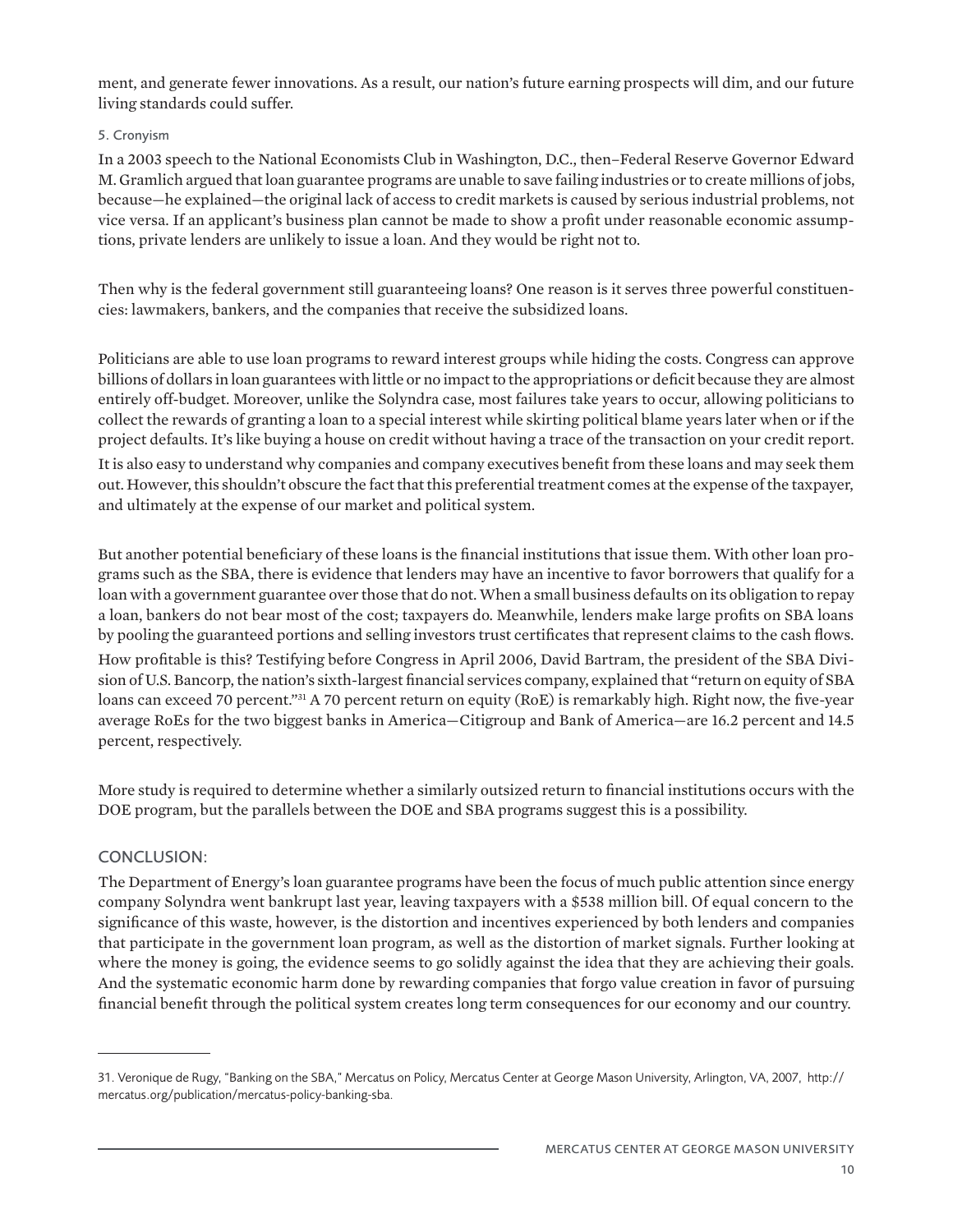ment, and generate fewer innovations. As a result, our nation's future earning prospects will dim, and our future living standards could suffer.

### 5. Cronyism

In a 2003 speech to the National Economists Club in Washington, D.C., then–Federal Reserve Governor Edward M. Gramlich argued that loan guarantee programs are unable to save failing industries or to create millions of jobs, because—he explained—the original lack of access to credit markets is caused by serious industrial problems, not vice versa. If an applicant's business plan cannot be made to show a profit under reasonable economic assumptions, private lenders are unlikely to issue a loan. And they would be right not to.

Then why is the federal government still guaranteeing loans? One reason is it serves three powerful constituencies: lawmakers, bankers, and the companies that receive the subsidized loans.

Politicians are able to use loan programs to reward interest groups while hiding the costs. Congress can approve billions of dollars in loan guarantees with little or no impact to the appropriations or deficit because they are almost entirely off-budget. Moreover, unlike the Solyndra case, most failures take years to occur, allowing politicians to collect the rewards of granting a loan to a special interest while skirting political blame years later when or if the project defaults. It's like buying a house on credit without having a trace of the transaction on your credit report. It is also easy to understand why companies and company executives benefit from these loans and may seek them out. However, this shouldn't obscure the fact that this preferential treatment comes at the expense of the taxpayer, and ultimately at the expense of our market and political system.

But another potential beneficiary of these loans is the financial institutions that issue them. With other loan programs such as the SBA, there is evidence that lenders may have an incentive to favor borrowers that qualify for a loan with a government guarantee over those that do not. When a small business defaults on its obligation to repay a loan, bankers do not bear most of the cost; taxpayers do. Meanwhile, lenders make large profits on SBA loans by pooling the guaranteed portions and selling investors trust certificates that represent claims to the cash flows. How profitable is this? Testifying before Congress in April 2006, David Bartram, the president of the SBA Division of U.S. Bancorp, the nation's sixth-largest financial services company, explained that "return on equity of SBA loans can exceed 70 percent."[31] A 70 percent return on equity (RoE) is remarkably high. Right now, the five-year average RoEs for the two biggest banks in America—Citigroup and Bank of America—are 16.2 percent and 14.5 percent, respectively.

More study is required to determine whether a similarly outsized return to financial institutions occurs with the DOE program, but the parallels between the DOE and SBA programs suggest this is a possibility.

## CONCLUSION:

The Department of Energy's loan guarantee programs have been the focus of much public attention since energy company Solyndra went bankrupt last year, leaving taxpayers with a $538 million bill. Of equal concern to the significance of this waste, however, is the distortion and incentives experienced by both lenders and companies that participate in the government loan program, as well as the distortion of market signals. Further looking at where the money is going, the evidence seems to go solidly against the idea that they are achieving their goals. And the systematic economic harm done by rewarding companies that forgo value creation in favor of pursuing financial benefit through the political system creates long term consequences for our economy and our country.

---

31. Veronique de Rugy, "Banking on the SBA," Mercatus on Policy, Mercatus Center at George Mason University, Arlington, VA, 2007, http://mercatus.org/publication/mercatus-policy-banking-sba.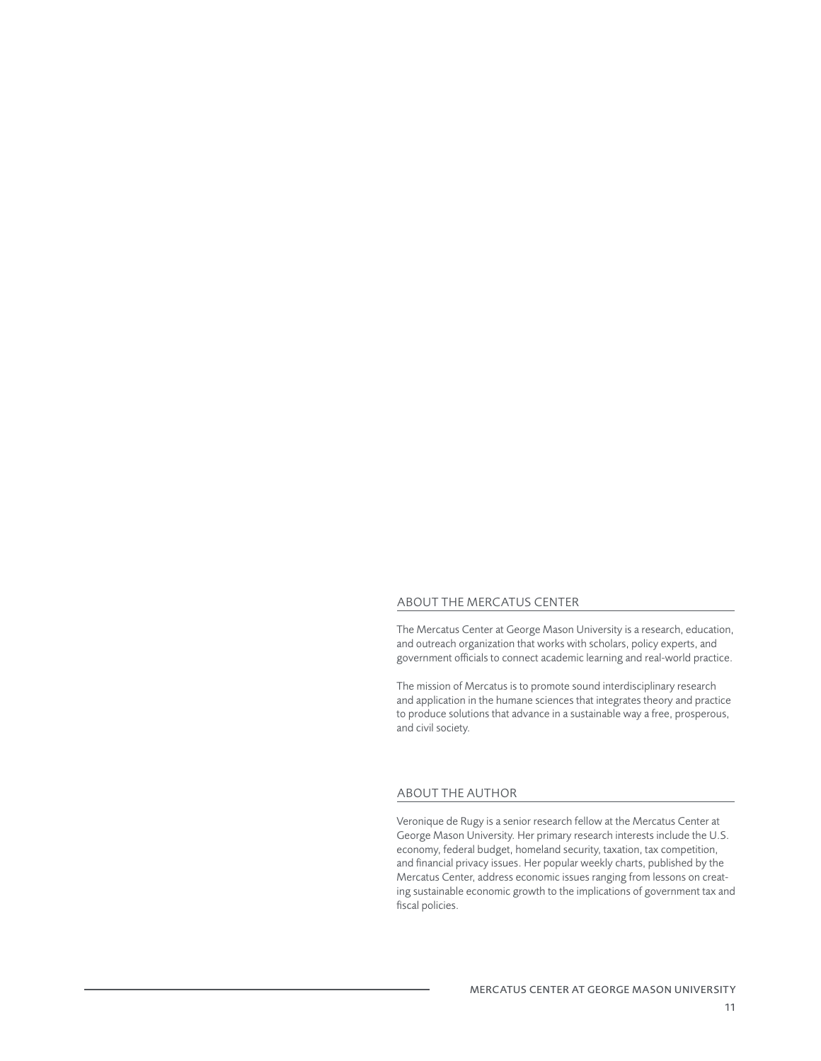## ABOUT THE MERCATUS CENTER

The Mercatus Center at George Mason University is a research, education, and outreach organization that works with scholars, policy experts, and government officials to connect academic learning and real-world practice.

The mission of Mercatus is to promote sound interdisciplinary research and application in the humane sciences that integrates theory and practice to produce solutions that advance in a sustainable way a free, prosperous, and civil society.

## ABOUT THE AUTHOR

Veronique de Rugy is a senior research fellow at the Mercatus Center at George Mason University. Her primary research interests include the U.S. economy, federal budget, homeland security, taxation, tax competition, and financial privacy issues. Her popular weekly charts, published by the Mercatus Center, address economic issues ranging from lessons on creating sustainable economic growth to the implications of government tax and fiscal policies.